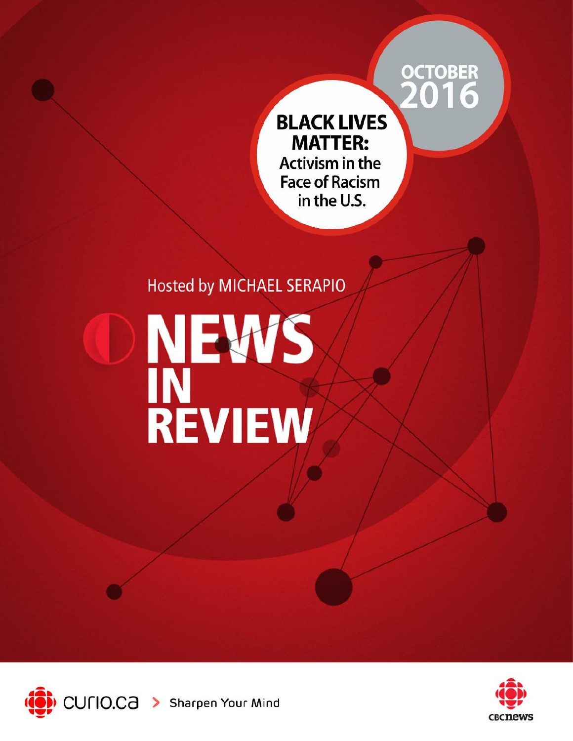# NEWS IN REVIEW

Hosted by MICHAEL SERAPIO

## OCTOBER 2016

## BLACK LIVES MATTER:
### Activism in the Face of Racism in the U.S.

curio.ca > Sharpen Your Mind

CBC news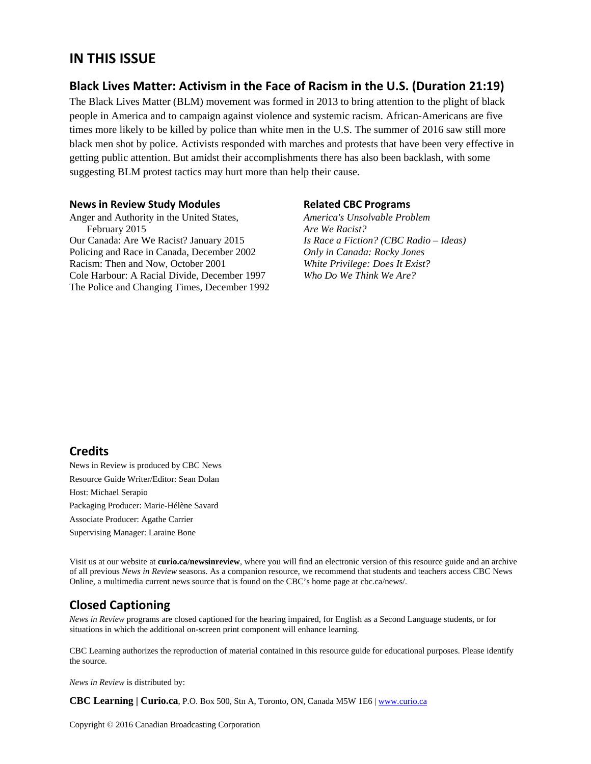# IN THIS ISSUE

## Black Lives Matter: Activism in the Face of Racism in the U.S. (Duration 21:19)

The Black Lives Matter (BLM) movement was formed in 2013 to bring attention to the plight of black people in America and to campaign against violence and systemic racism. African-Americans are five times more likely to be killed by police than white men in the U.S. The summer of 2016 saw still more black men shot by police. Activists responded with marches and protests that have been very effective in getting public attention. But amidst their accomplishments there has also been backlash, with some suggesting BLM protest tactics may hurt more than help their cause.

### News in Review Study Modules

Anger and Authority in the United States, February 2015
Our Canada: Are We Racist? January 2015
Policing and Race in Canada, December 2002
Racism: Then and Now, October 2001
Cole Harbour: A Racial Divide, December 1997
The Police and Changing Times, December 1992

### Related CBC Programs

*America's Unsolvable Problem*
*Are We Racist?*
*Is Race a Fiction? (CBC Radio – Ideas)*
*Only in Canada: Rocky Jones*
*White Privilege: Does It Exist?*
*Who Do We Think We Are?*

## Credits

News in Review is produced by CBC News
Resource Guide Writer/Editor: Sean Dolan
Host: Michael Serapio
Packaging Producer: Marie-Hélène Savard
Associate Producer: Agathe Carrier
Supervising Manager: Laraine Bone

Visit us at our website at **curio.ca/newsinreview**, where you will find an electronic version of this resource guide and an archive of all previous *News in Review* seasons. As a companion resource, we recommend that students and teachers access CBC News Online, a multimedia current news source that is found on the CBC's home page at cbc.ca/news/.

## Closed Captioning

*News in Review* programs are closed captioned for the hearing impaired, for English as a Second Language students, or for situations in which the additional on-screen print component will enhance learning.

CBC Learning authorizes the reproduction of material contained in this resource guide for educational purposes. Please identify the source.

*News in Review* is distributed by:

**CBC Learning | Curio.ca**, P.O. Box 500, Stn A, Toronto, ON, Canada M5W 1E6 | www.curio.ca

Copyright © 2016 Canadian Broadcasting Corporation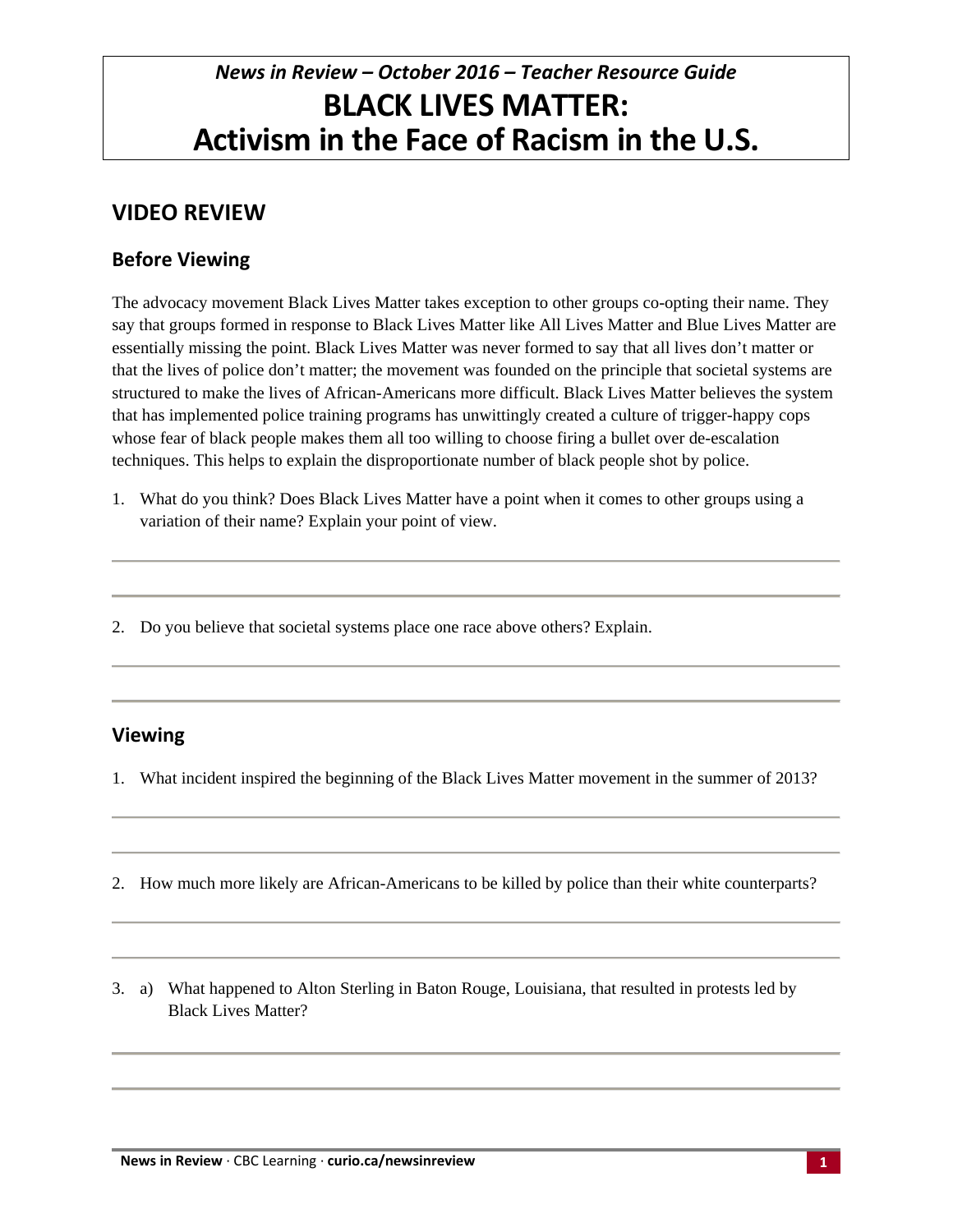# *News in Review – October 2016 – Teacher Resource Guide*
# BLACK LIVES MATTER: Activism in the Face of Racism in the U.S.

## VIDEO REVIEW

### Before Viewing

The advocacy movement Black Lives Matter takes exception to other groups co-opting their name. They say that groups formed in response to Black Lives Matter like All Lives Matter and Blue Lives Matter are essentially missing the point. Black Lives Matter was never formed to say that all lives don't matter or that the lives of police don't matter; the movement was founded on the principle that societal systems are structured to make the lives of African-Americans more difficult. Black Lives Matter believes the system that has implemented police training programs has unwittingly created a culture of trigger-happy cops whose fear of black people makes them all too willing to choose firing a bullet over de-escalation techniques. This helps to explain the disproportionate number of black people shot by police.

1. What do you think? Does Black Lives Matter have a point when it comes to other groups using a variation of their name? Explain your point of view.

2. Do you believe that societal systems place one race above others? Explain.

### Viewing

1. What incident inspired the beginning of the Black Lives Matter movement in the summer of 2013?

2. How much more likely are African-Americans to be killed by police than their white counterparts?

3. a) What happened to Alton Sterling in Baton Rouge, Louisiana, that resulted in protests led by Black Lives Matter?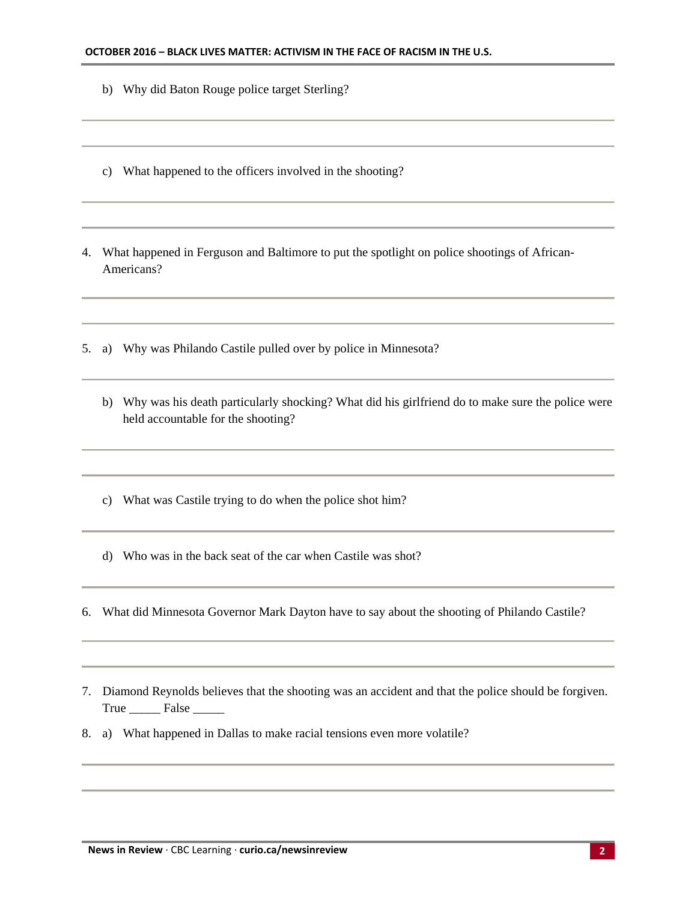b) Why did Baton Rouge police target Sterling?

______________________________________________________________________________

______________________________________________________________________________

c) What happened to the officers involved in the shooting?

______________________________________________________________________________

______________________________________________________________________________

4. What happened in Ferguson and Baltimore to put the spotlight on police shootings of African-Americans?

______________________________________________________________________________

______________________________________________________________________________

5. a) Why was Philando Castile pulled over by police in Minnesota?

______________________________________________________________________________

b) Why was his death particularly shocking? What did his girlfriend do to make sure the police were held accountable for the shooting?

______________________________________________________________________________

______________________________________________________________________________

c) What was Castile trying to do when the police shot him?

______________________________________________________________________________

d) Who was in the back seat of the car when Castile was shot?

______________________________________________________________________________

6. What did Minnesota Governor Mark Dayton have to say about the shooting of Philando Castile?

______________________________________________________________________________

______________________________________________________________________________

7. Diamond Reynolds believes that the shooting was an accident and that the police should be forgiven.
True _____ False _____

8. a) What happened in Dallas to make racial tensions even more volatile?

______________________________________________________________________________

______________________________________________________________________________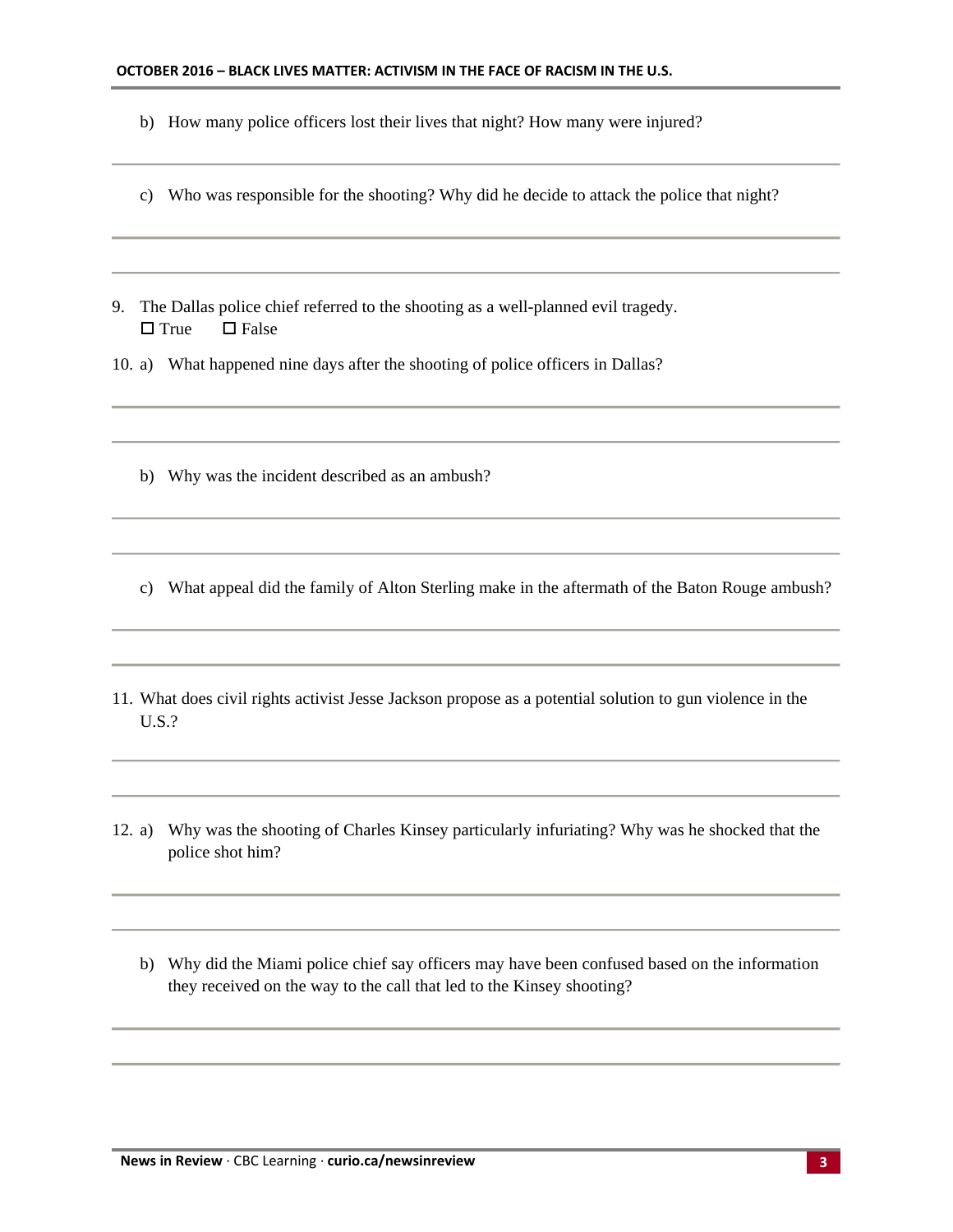b) How many police officers lost their lives that night? How many were injured?

c) Who was responsible for the shooting? Why did he decide to attack the police that night?

9. The Dallas police chief referred to the shooting as a well-planned evil tragedy.
   ☐ True ☐ False

10. a) What happened nine days after the shooting of police officers in Dallas?

    b) Why was the incident described as an ambush?

    c) What appeal did the family of Alton Sterling make in the aftermath of the Baton Rouge ambush?

11. What does civil rights activist Jesse Jackson propose as a potential solution to gun violence in the U.S.?

12. a) Why was the shooting of Charles Kinsey particularly infuriating? Why was he shocked that the police shot him?

    b) Why did the Miami police chief say officers may have been confused based on the information they received on the way to the call that led to the Kinsey shooting?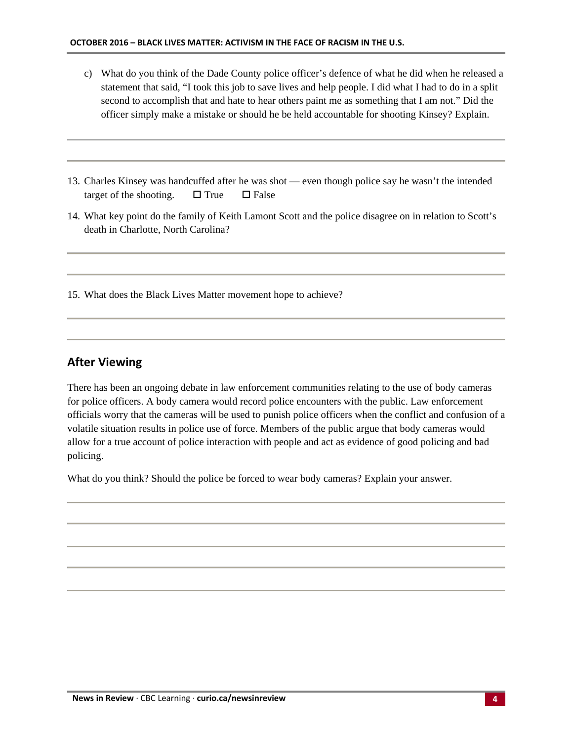c) What do you think of the Dade County police officer's defence of what he did when he released a statement that said, "I took this job to save lives and help people. I did what I had to do in a split second to accomplish that and hate to hear others paint me as something that I am not." Did the officer simply make a mistake or should he be held accountable for shooting Kinsey? Explain.

13. Charles Kinsey was handcuffed after he was shot — even though police say he wasn't the intended target of the shooting. ☐ True ☐ False

14. What key point do the family of Keith Lamont Scott and the police disagree on in relation to Scott's death in Charlotte, North Carolina?

15. What does the Black Lives Matter movement hope to achieve?

## After Viewing

There has been an ongoing debate in law enforcement communities relating to the use of body cameras for police officers. A body camera would record police encounters with the public. Law enforcement officials worry that the cameras will be used to punish police officers when the conflict and confusion of a volatile situation results in police use of force. Members of the public argue that body cameras would allow for a true account of police interaction with people and act as evidence of good policing and bad policing.

What do you think? Should the police be forced to wear body cameras? Explain your answer.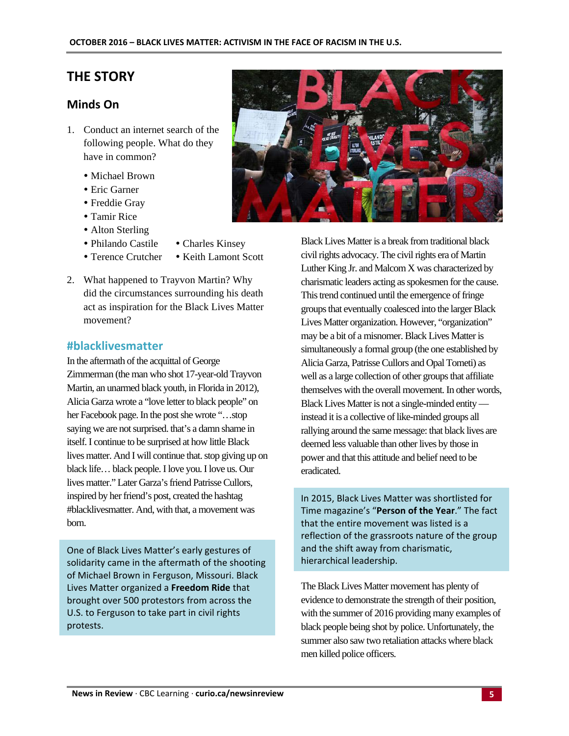## THE STORY

### Minds On

1. Conduct an internet search of the following people. What do they have in common?

   - Michael Brown
   - Eric Garner
   - Freddie Gray
   - Tamir Rice
   - Alton Sterling
   - Philando Castile
   - Terence Crutcher
   - Charles Kinsey
   - Keith Lamont Scott

2. What happened to Trayvon Martin? Why did the circumstances surrounding his death act as inspiration for the Black Lives Matter movement?

### #blacklivesmatter

In the aftermath of the acquittal of George Zimmerman (the man who shot 17-year-old Trayvon Martin, an unarmed black youth, in Florida in 2012), Alicia Garza wrote a "love letter to black people" on her Facebook page. In the post she wrote "…stop saying we are not surprised. that's a damn shame in itself. I continue to be surprised at how little Black lives matter. And I will continue that. stop giving up on black life… black people. I love you. I love us. Our lives matter." Later Garza's friend Patrisse Cullors, inspired by her friend's post, created the hashtag #blacklivesmatter. And, with that, a movement was born.

One of Black Lives Matter's early gestures of solidarity came in the aftermath of the shooting of Michael Brown in Ferguson, Missouri. Black Lives Matter organized a **Freedom Ride** that brought over 500 protestors from across the U.S. to Ferguson to take part in civil rights protests.

Black Lives Matter is a break from traditional black civil rights advocacy. The civil rights era of Martin Luther King Jr. and Malcom X was characterized by charismatic leaders acting as spokesmen for the cause. This trend continued until the emergence of fringe groups that eventually coalesced into the larger Black Lives Matter organization. However, "organization" may be a bit of a misnomer. Black Lives Matter is simultaneously a formal group (the one established by Alicia Garza, Patrisse Cullors and Opal Tometi) as well as a large collection of other groups that affiliate themselves with the overall movement. In other words, Black Lives Matter is not a single-minded entity — instead it is a collective of like-minded groups all rallying around the same message: that black lives are deemed less valuable than other lives by those in power and that this attitude and belief need to be eradicated.

In 2015, Black Lives Matter was shortlisted for Time magazine's "**Person of the Year**." The fact that the entire movement was listed is a reflection of the grassroots nature of the group and the shift away from charismatic, hierarchical leadership.

The Black Lives Matter movement has plenty of evidence to demonstrate the strength of their position, with the summer of 2016 providing many examples of black people being shot by police. Unfortunately, the summer also saw two retaliation attacks where black men killed police officers.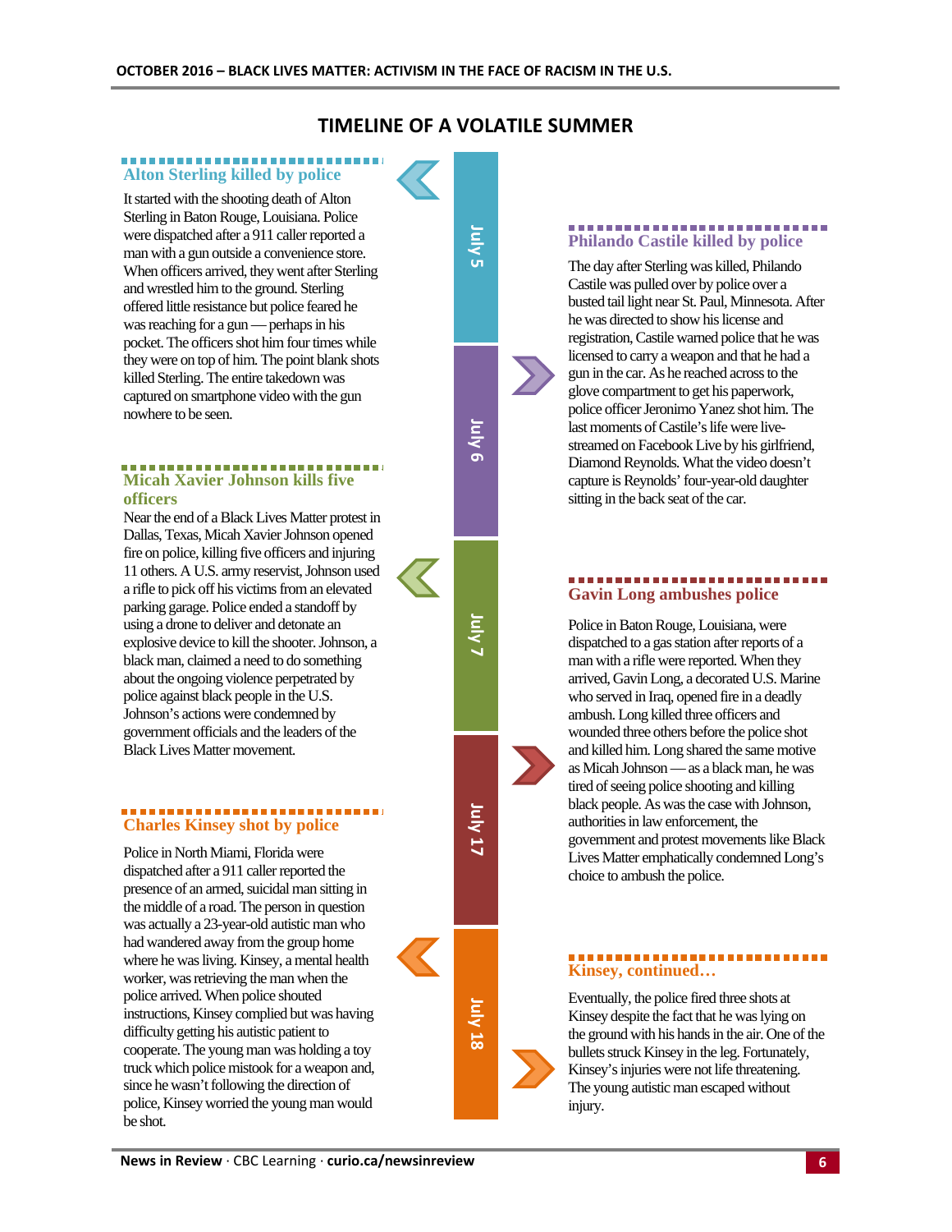## TIMELINE OF A VOLATILE SUMMER

### July 5

#### Alton Sterling killed by police

It started with the shooting death of Alton Sterling in Baton Rouge, Louisiana. Police were dispatched after a 911 caller reported a man with a gun outside a convenience store. When officers arrived, they went after Sterling and wrestled him to the ground. Sterling offered little resistance but police feared he was reaching for a gun — perhaps in his pocket. The officers shot him four times while they were on top of him. The point blank shots killed Sterling. The entire takedown was captured on smartphone video with the gun nowhere to be seen.

### July 6

#### Philando Castile killed by police

The day after Sterling was killed, Philando Castile was pulled over by police over a busted tail light near St. Paul, Minnesota. After he was directed to show his license and registration, Castile warned police that he was licensed to carry a weapon and that he had a gun in the car. As he reached across to the glove compartment to get his paperwork, police officer Jeronimo Yanez shot him. The last moments of Castile's life were live-streamed on Facebook Live by his girlfriend, Diamond Reynolds. What the video doesn't capture is Reynolds' four-year-old daughter sitting in the back seat of the car.

### July 7

#### Micah Xavier Johnson kills five officers

Near the end of a Black Lives Matter protest in Dallas, Texas, Micah Xavier Johnson opened fire on police, killing five officers and injuring 11 others. A U.S. army reservist, Johnson used a rifle to pick off his victims from an elevated parking garage. Police ended a standoff by using a drone to deliver and detonate an explosive device to kill the shooter. Johnson, a black man, claimed a need to do something about the ongoing violence perpetrated by police against black people in the U.S. Johnson's actions were condemned by government officials and the leaders of the Black Lives Matter movement.

### July 17

#### Gavin Long ambushes police

Police in Baton Rouge, Louisiana, were dispatched to a gas station after reports of a man with a rifle were reported. When they arrived, Gavin Long, a decorated U.S. Marine who served in Iraq, opened fire in a deadly ambush. Long killed three officers and wounded three others before the police shot and killed him. Long shared the same motive as Micah Johnson — as a black man, he was tired of seeing police shooting and killing black people. As was the case with Johnson, authorities in law enforcement, the government and protest movements like Black Lives Matter emphatically condemned Long's choice to ambush the police.

### July 18

#### Charles Kinsey shot by police

Police in North Miami, Florida were dispatched after a 911 caller reported the presence of an armed, suicidal man sitting in the middle of a road. The person in question was actually a 23-year-old autistic man who had wandered away from the group home where he was living. Kinsey, a mental health worker, was retrieving the man when the police arrived. When police shouted instructions, Kinsey complied but was having difficulty getting his autistic patient to cooperate. The young man was holding a toy truck which police mistook for a weapon and, since he wasn't following the direction of police, Kinsey worried the young man would be shot.

#### Kinsey, continued…

Eventually, the police fired three shots at Kinsey despite the fact that he was lying on the ground with his hands in the air. One of the bullets struck Kinsey in the leg. Fortunately, Kinsey's injuries were not life threatening. The young autistic man escaped without injury.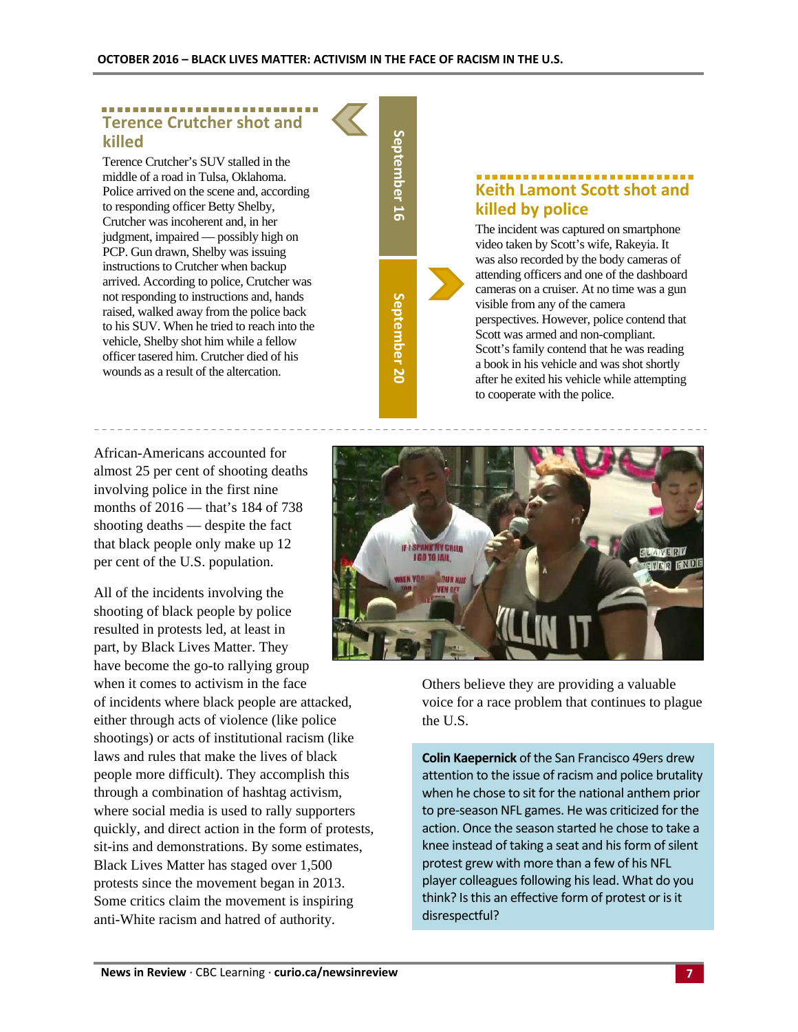## Terence Crutcher shot and killed

**September 16**

Terence Crutcher's SUV stalled in the middle of a road in Tulsa, Oklahoma. Police arrived on the scene and, according to responding officer Betty Shelby, Crutcher was incoherent and, in her judgment, impaired — possibly high on PCP. Gun drawn, Shelby was issuing instructions to Crutcher when backup arrived. According to police, Crutcher was not responding to instructions and, hands raised, walked away from the police back to his SUV. When he tried to reach into the vehicle, Shelby shot him while a fellow officer tasered him. Crutcher died of his wounds as a result of the altercation.

## Keith Lamont Scott shot and killed by police

**September 20**

The incident was captured on smartphone video taken by Scott's wife, Rakeyia. It was also recorded by the body cameras of attending officers and one of the dashboard cameras on a cruiser. At no time was a gun visible from any of the camera perspectives. However, police contend that Scott was armed and non-compliant. Scott's family contend that he was reading a book in his vehicle and was shot shortly after he exited his vehicle while attempting to cooperate with the police.

---

African-Americans accounted for almost 25 per cent of shooting deaths involving police in the first nine months of 2016 — that's 184 of 738 shooting deaths — despite the fact that black people only make up 12 per cent of the U.S. population.

All of the incidents involving the shooting of black people by police resulted in protests led, at least in part, by Black Lives Matter. They have become the go-to rallying group when it comes to activism in the face of incidents where black people are attacked, either through acts of violence (like police shootings) or acts of institutional racism (like laws and rules that make the lives of black people more difficult). They accomplish this through a combination of hashtag activism, where social media is used to rally supporters quickly, and direct action in the form of protests, sit-ins and demonstrations. By some estimates, Black Lives Matter has staged over 1,500 protests since the movement began in 2013. Some critics claim the movement is inspiring anti-White racism and hatred of authority. Others believe they are providing a valuable voice for a race problem that continues to plague the U.S.

**Colin Kaepernick** of the San Francisco 49ers drew attention to the issue of racism and police brutality when he chose to sit for the national anthem prior to pre-season NFL games. He was criticized for the action. Once the season started he chose to take a knee instead of taking a seat and his form of silent protest grew with more than a few of his NFL player colleagues following his lead. What do you think? Is this an effective form of protest or is it disrespectful?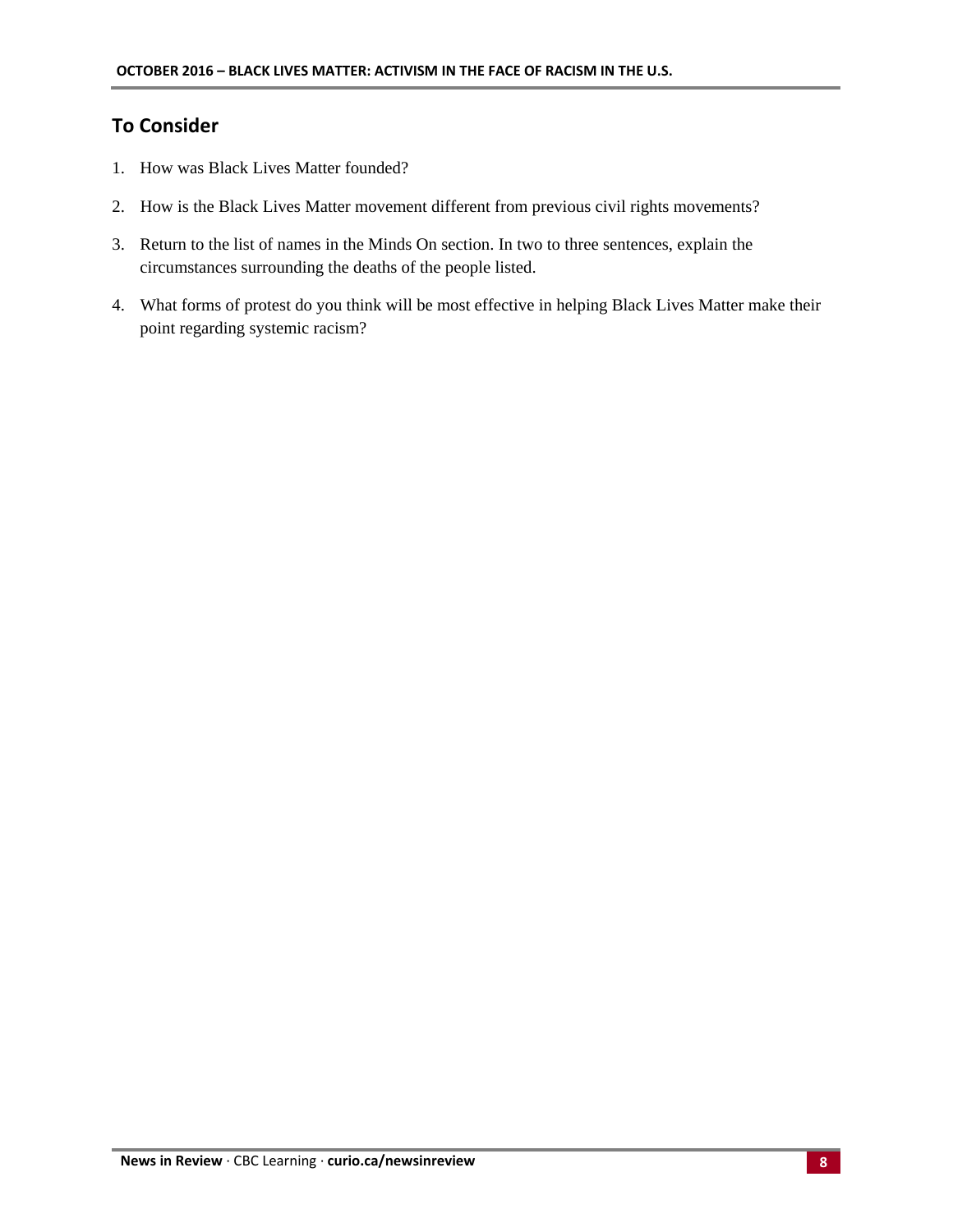## To Consider

1. How was Black Lives Matter founded?
2. How is the Black Lives Matter movement different from previous civil rights movements?
3. Return to the list of names in the Minds On section. In two to three sentences, explain the circumstances surrounding the deaths of the people listed.
4. What forms of protest do you think will be most effective in helping Black Lives Matter make their point regarding systemic racism?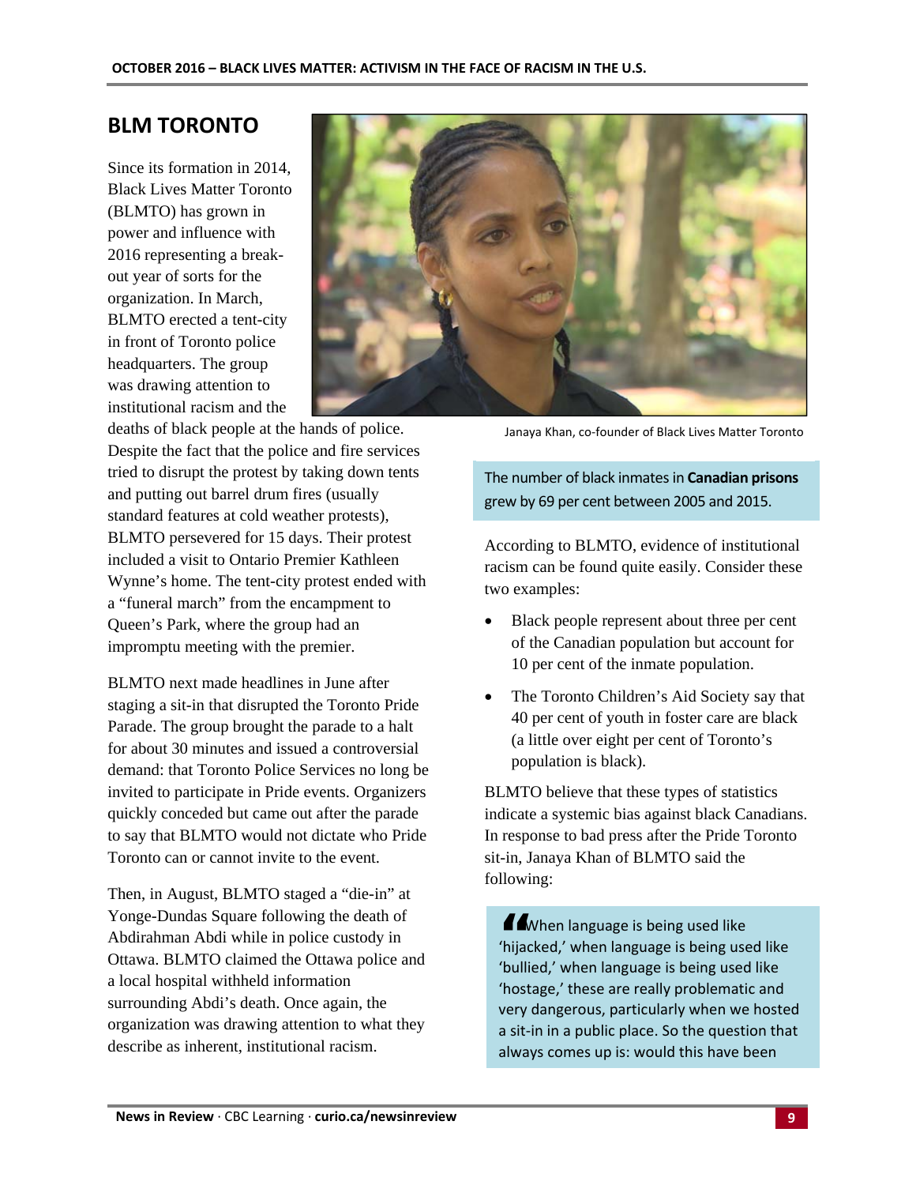## BLM TORONTO

Since its formation in 2014, Black Lives Matter Toronto (BLMTO) has grown in power and influence with 2016 representing a break-out year of sorts for the organization. In March, BLMTO erected a tent-city in front of Toronto police headquarters. The group was drawing attention to institutional racism and the deaths of black people at the hands of police. Despite the fact that the police and fire services tried to disrupt the protest by taking down tents and putting out barrel drum fires (usually standard features at cold weather protests), BLMTO persevered for 15 days. Their protest included a visit to Ontario Premier Kathleen Wynne's home. The tent-city protest ended with a "funeral march" from the encampment to Queen's Park, where the group had an impromptu meeting with the premier.

BLMTO next made headlines in June after staging a sit-in that disrupted the Toronto Pride Parade. The group brought the parade to a halt for about 30 minutes and issued a controversial demand: that Toronto Police Services no long be invited to participate in Pride events. Organizers quickly conceded but came out after the parade to say that BLMTO would not dictate who Pride Toronto can or cannot invite to the event.

Then, in August, BLMTO staged a "die-in" at Yonge-Dundas Square following the death of Abdirahman Abdi while in police custody in Ottawa. BLMTO claimed the Ottawa police and a local hospital withheld information surrounding Abdi's death. Once again, the organization was drawing attention to what they describe as inherent, institutional racism.

Janaya Khan, co-founder of Black Lives Matter Toronto

The number of black inmates in **Canadian prisons** grew by 69 per cent between 2005 and 2015.

According to BLMTO, evidence of institutional racism can be found quite easily. Consider these two examples:

- Black people represent about three per cent of the Canadian population but account for 10 per cent of the inmate population.
- The Toronto Children's Aid Society say that 40 per cent of youth in foster care are black (a little over eight per cent of Toronto's population is black).

BLMTO believe that these types of statistics indicate a systemic bias against black Canadians. In response to bad press after the Pride Toronto sit-in, Janaya Khan of BLMTO said the following:

> "When language is being used like 'hijacked,' when language is being used like 'bullied,' when language is being used like 'hostage,' these are really problematic and very dangerous, particularly when we hosted a sit-in in a public place. So the question that always comes up is: would this have been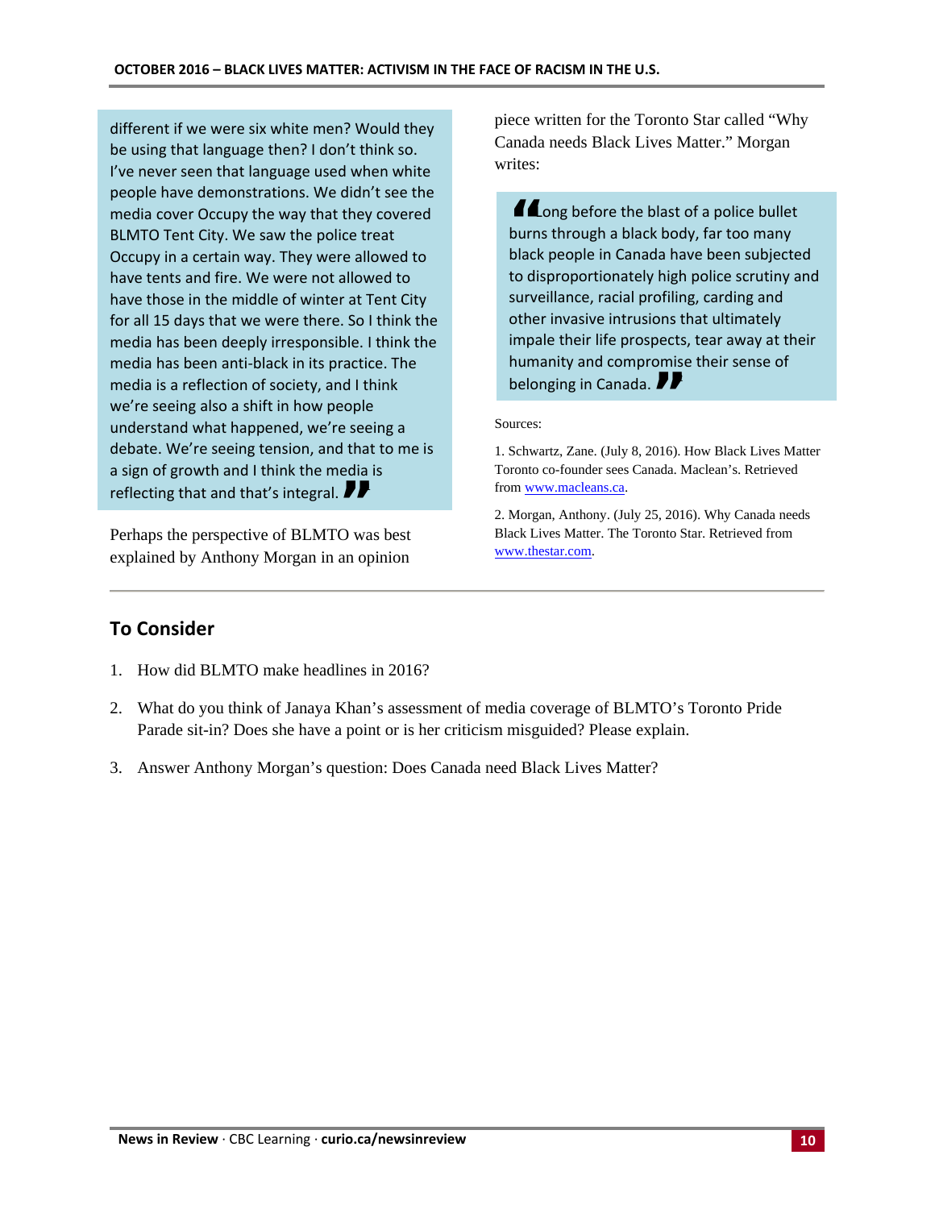different if we were six white men? Would they be using that language then? I don't think so. I've never seen that language used when white people have demonstrations. We didn't see the media cover Occupy the way that they covered BLMTO Tent City. We saw the police treat Occupy in a certain way. They were allowed to have tents and fire. We were not allowed to have those in the middle of winter at Tent City for all 15 days that we were there. So I think the media has been deeply irresponsible. I think the media has been anti-black in its practice. The media is a reflection of society, and I think we're seeing also a shift in how people understand what happened, we're seeing a debate. We're seeing tension, and that to me is a sign of growth and I think the media is reflecting that and that's integral. ”

Perhaps the perspective of BLMTO was best explained by Anthony Morgan in an opinion piece written for the Toronto Star called "Why Canada needs Black Lives Matter." Morgan writes:

> “Long before the blast of a police bullet burns through a black body, far too many black people in Canada have been subjected to disproportionately high police scrutiny and surveillance, racial profiling, carding and other invasive intrusions that ultimately impale their life prospects, tear away at their humanity and compromise their sense of belonging in Canada. ”

Sources:

1. Schwartz, Zane. (July 8, 2016). How Black Lives Matter Toronto co-founder sees Canada. Maclean's. Retrieved from www.macleans.ca.

2. Morgan, Anthony. (July 25, 2016). Why Canada needs Black Lives Matter. The Toronto Star. Retrieved from www.thestar.com.

## To Consider

1. How did BLMTO make headlines in 2016?
2. What do you think of Janaya Khan's assessment of media coverage of BLMTO's Toronto Pride Parade sit-in? Does she have a point or is her criticism misguided? Please explain.
3. Answer Anthony Morgan's question: Does Canada need Black Lives Matter?